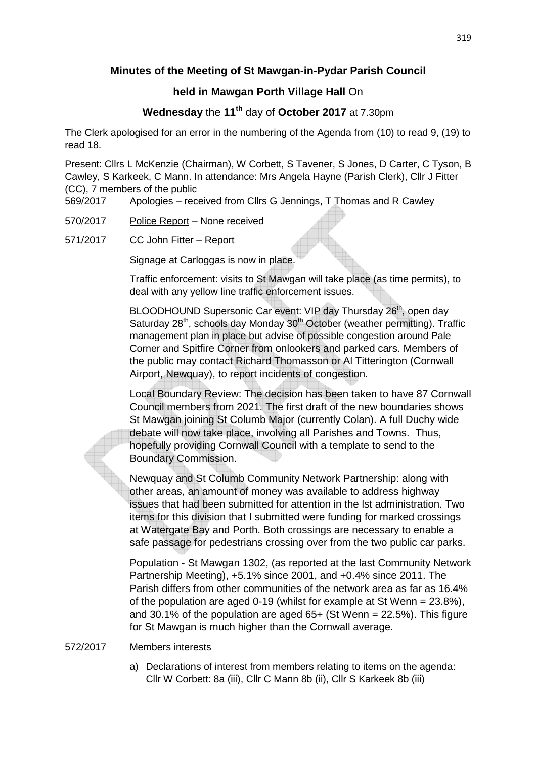**Minutes of the Meeting of St Mawgan-in-Pydar Parish Council**

**held in Mawgan Porth Village Hall** On

**Wednesday** the **11th** day of **October 2017** at 7.30pm

The Clerk apologised for an error in the numbering of the Agenda from (10) to read 9, (19) to read 18.

Present: Cllrs L McKenzie (Chairman), W Corbett, S Tavener, S Jones, D Carter, C Tyson, B Cawley, S Karkeek, C Mann. In attendance: Mrs Angela Hayne (Parish Clerk), Cllr J Fitter (CC), 7 members of the public

569/2017 Apologies – received from Cllrs G Jennings, T Thomas and R Cawley

570/2017 Police Report – None received

571/2017 CC John Fitter – Report

Signage at Carloggas is now in place.

Traffic enforcement: visits to St Mawgan will take place (as time permits), to deal with any yellow line traffic enforcement issues.

BLOODHOUND Supersonic Car event: VIP day Thursday 26th, open day Saturday 28th, schools day Monday 30th October (weather permitting). Traffic management plan in place but advise of possible congestion around Pale Corner and Spitfire Corner from onlookers and parked cars. Members of the public may contact Richard Thomasson or Al Titterington (Cornwall Airport, Newquay), to report incidents of congestion.

Local Boundary Review: The decision has been taken to have 87 Cornwall Council members from 2021. The first draft of the new boundaries shows St Mawgan joining St Columb Major (currently Colan). A full Duchy wide debate will now take place, involving all Parishes and Towns. Thus, hopefully providing Cornwall Council with a template to send to the Boundary Commission.

Newquay and St Columb Community Network Partnership: along with other areas, an amount of money was available to address highway issues that had been submitted for attention in the lst administration. Two items for this division that I submitted were funding for marked crossings at Watergate Bay and Porth. Both crossings are necessary to enable a safe passage for pedestrians crossing over from the two public car parks.

Population - St Mawgan 1302, (as reported at the last Community Network Partnership Meeting), +5.1% since 2001, and +0.4% since 2011. The Parish differs from other communities of the network area as far as 16.4% of the population are aged 0-19 (whilst for example at St Wenn = 23.8%), and 30.1% of the population are aged 65+ (St Wenn = 22.5%). This figure for St Mawgan is much higher than the Cornwall average.

572/2017 Members interests

a) Declarations of interest from members relating to items on the agenda: Cllr W Corbett: 8a (iii), Cllr C Mann 8b (ii), Cllr S Karkeek 8b (iii)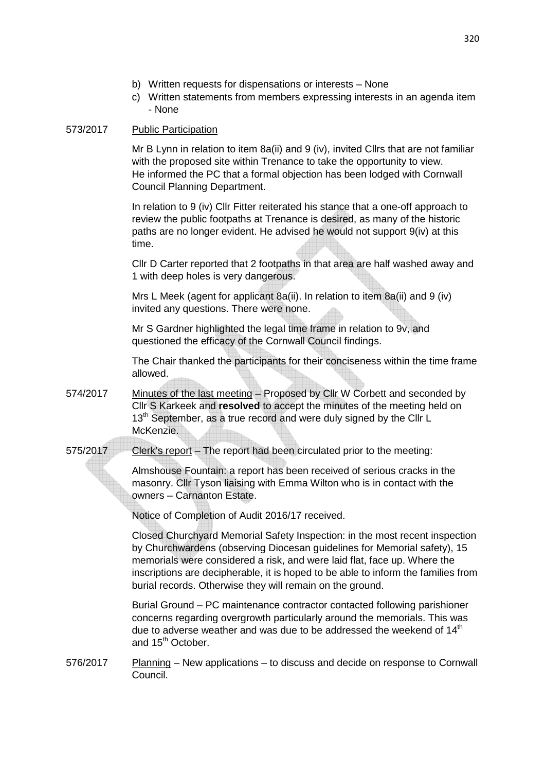b) Written requests for dispensations or interests – None

c) Written statements from members expressing interests in an agenda item - None

573/2017 Public Participation

Mr B Lynn in relation to item 8a(ii) and 9 (iv), invited Cllrs that are not familiar with the proposed site within Trenance to take the opportunity to view. He informed the PC that a formal objection has been lodged with Cornwall Council Planning Department.

In relation to 9 (iv) Cllr Fitter reiterated his stance that a one-off approach to review the public footpaths at Trenance is desired, as many of the historic paths are no longer evident. He advised he would not support 9(iv) at this time.

Cllr D Carter reported that 2 footpaths in that area are half washed away and 1 with deep holes is very dangerous.

Mrs L Meek (agent for applicant 8a(ii). In relation to item 8a(ii) and 9 (iv) invited any questions. There were none.

Mr S Gardner highlighted the legal time frame in relation to 9v, and questioned the efficacy of the Cornwall Council findings.

The Chair thanked the participants for their conciseness within the time frame allowed.

574/2017 Minutes of the last meeting – Proposed by Cllr W Corbett and seconded by Cllr S Karkeek and **resolved** to accept the minutes of the meeting held on 13th September, as a true record and were duly signed by the Cllr L McKenzie.

575/2017 Clerk's report – The report had been circulated prior to the meeting:

Almshouse Fountain: a report has been received of serious cracks in the masonry. Cllr Tyson liaising with Emma Wilton who is in contact with the owners – Carnanton Estate.

Notice of Completion of Audit 2016/17 received.

Closed Churchyard Memorial Safety Inspection: in the most recent inspection by Churchwardens (observing Diocesan guidelines for Memorial safety), 15 memorials were considered a risk, and were laid flat, face up. Where the inscriptions are decipherable, it is hoped to be able to inform the families from burial records. Otherwise they will remain on the ground.

Burial Ground – PC maintenance contractor contacted following parishioner concerns regarding overgrowth particularly around the memorials. This was due to adverse weather and was due to be addressed the weekend of 14th and 15th October.

576/2017 Planning – New applications – to discuss and decide on response to Cornwall Council.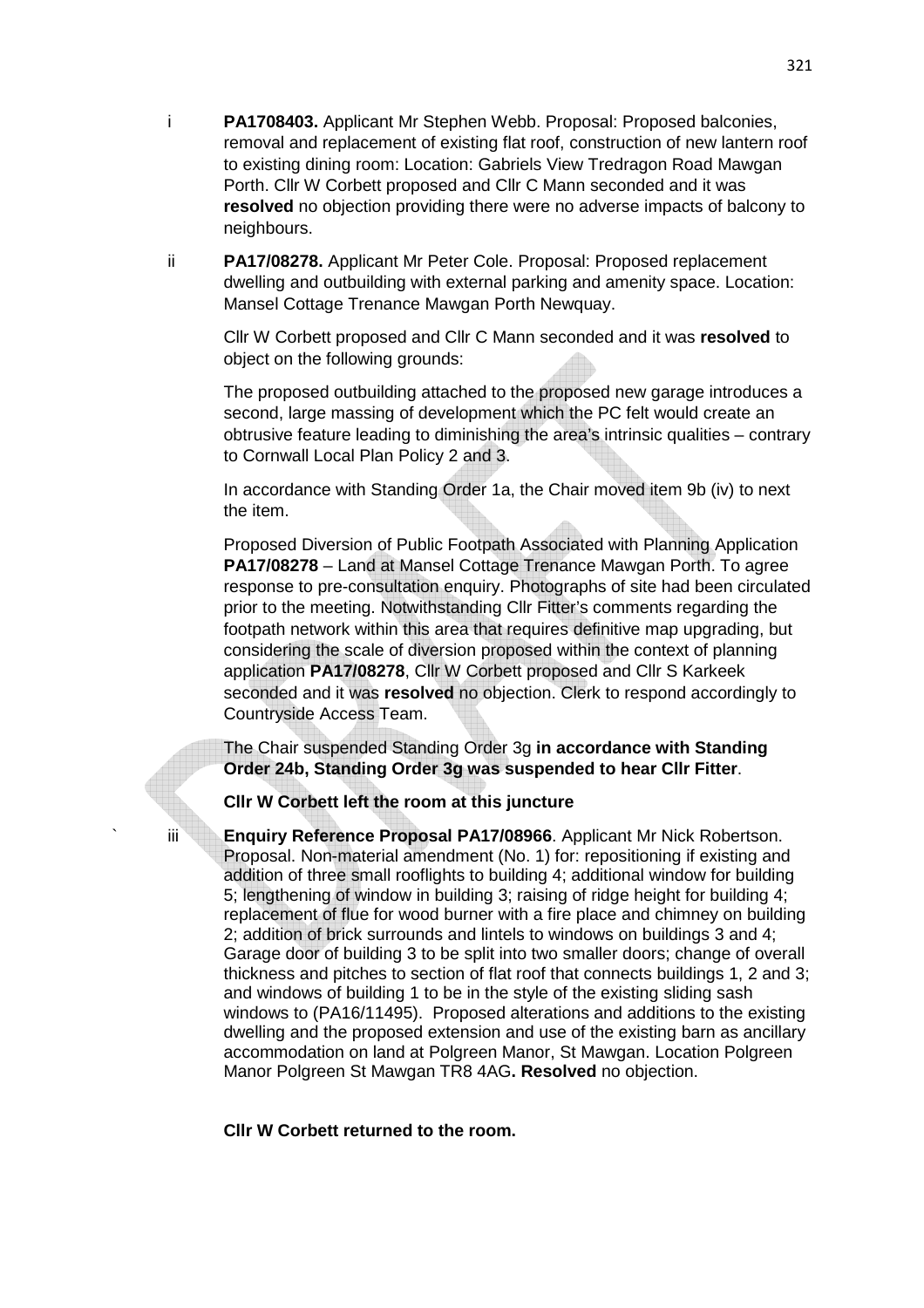i **PA1708403.** Applicant Mr Stephen Webb. Proposal: Proposed balconies, removal and replacement of existing flat roof, construction of new lantern roof to existing dining room: Location: Gabriels View Tredragon Road Mawgan Porth. Cllr W Corbett proposed and Cllr C Mann seconded and it was **resolved** no objection providing there were no adverse impacts of balcony to neighbours.

ii **PA17/08278.** Applicant Mr Peter Cole. Proposal: Proposed replacement dwelling and outbuilding with external parking and amenity space. Location: Mansel Cottage Trenance Mawgan Porth Newquay.

Cllr W Corbett proposed and Cllr C Mann seconded and it was **resolved** to object on the following grounds:

The proposed outbuilding attached to the proposed new garage introduces a second, large massing of development which the PC felt would create an obtrusive feature leading to diminishing the area's intrinsic qualities – contrary to Cornwall Local Plan Policy 2 and 3.

In accordance with Standing Order 1a, the Chair moved item 9b (iv) to next the item.

Proposed Diversion of Public Footpath Associated with Planning Application **PA17/08278** – Land at Mansel Cottage Trenance Mawgan Porth. To agree response to pre-consultation enquiry. Photographs of site had been circulated prior to the meeting. Notwithstanding Cllr Fitter's comments regarding the footpath network within this area that requires definitive map upgrading, but considering the scale of diversion proposed within the context of planning application **PA17/08278**, Cllr W Corbett proposed and Cllr S Karkeek seconded and it was **resolved** no objection. Clerk to respond accordingly to Countryside Access Team.

The Chair suspended Standing Order 3g **in accordance with Standing Order 24b, Standing Order 3g was suspended to hear Cllr Fitter**.

**Cllr W Corbett left the room at this juncture**

iii **Enquiry Reference Proposal PA17/08966**. Applicant Mr Nick Robertson. Proposal. Non-material amendment (No. 1) for: repositioning if existing and addition of three small rooflights to building 4; additional window for building 5; lengthening of window in building 3; raising of ridge height for building 4; replacement of flue for wood burner with a fire place and chimney on building 2; addition of brick surrounds and lintels to windows on buildings 3 and 4; Garage door of building 3 to be split into two smaller doors; change of overall thickness and pitches to section of flat roof that connects buildings 1, 2 and 3; and windows of building 1 to be in the style of the existing sliding sash windows to (PA16/11495). Proposed alterations and additions to the existing dwelling and the proposed extension and use of the existing barn as ancillary accommodation on land at Polgreen Manor, St Mawgan. Location Polgreen Manor Polgreen St Mawgan TR8 4AG**. Resolved** no objection.

**Cllr W Corbett returned to the room.**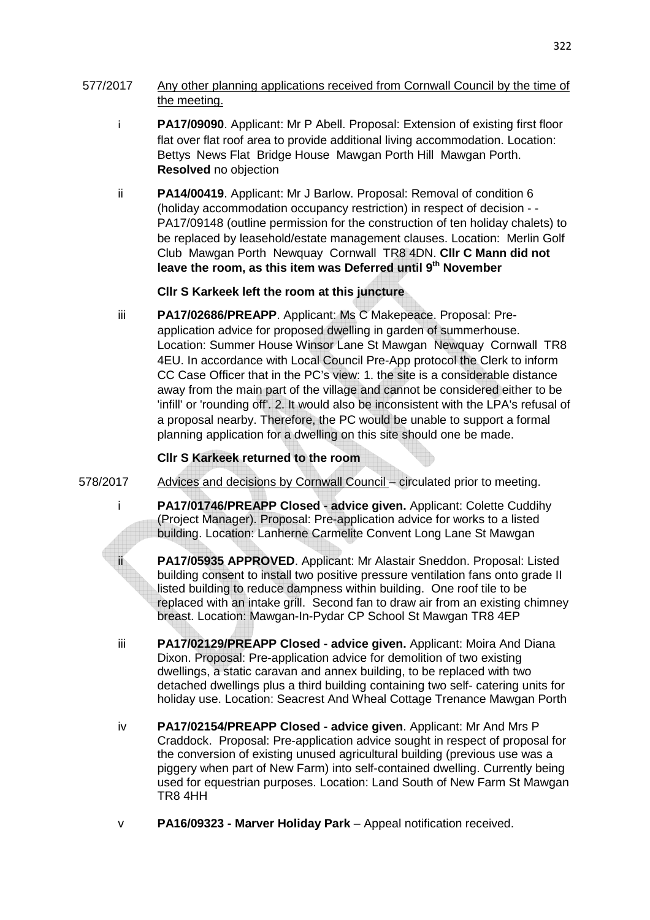577/2017 Any other planning applications received from Cornwall Council by the time of the meeting.

i **PA17/09090**. Applicant: Mr P Abell. Proposal: Extension of existing first floor flat over flat roof area to provide additional living accommodation. Location: Bettys News Flat Bridge House Mawgan Porth Hill Mawgan Porth. **Resolved** no objection

ii **PA14/00419**. Applicant: Mr J Barlow. Proposal: Removal of condition 6 (holiday accommodation occupancy restriction) in respect of decision - - PA17/09148 (outline permission for the construction of ten holiday chalets) to be replaced by leasehold/estate management clauses. Location: Merlin Golf Club Mawgan Porth Newquay Cornwall TR8 4DN. **Cllr C Mann did not leave the room, as this item was Deferred until 9th November**

**Cllr S Karkeek left the room at this juncture**

iii **PA17/02686/PREAPP**. Applicant: Ms C Makepeace. Proposal: Pre-application advice for proposed dwelling in garden of summerhouse. Location: Summer House Winsor Lane St Mawgan Newquay Cornwall TR8 4EU. In accordance with Local Council Pre-App protocol the Clerk to inform CC Case Officer that in the PC's view: 1. the site is a considerable distance away from the main part of the village and cannot be considered either to be 'infill' or 'rounding off'. 2. It would also be inconsistent with the LPA's refusal of a proposal nearby. Therefore, the PC would be unable to support a formal planning application for a dwelling on this site should one be made.

**Cllr S Karkeek returned to the room**

578/2017 Advices and decisions by Cornwall Council – circulated prior to meeting.

i **PA17/01746/PREAPP Closed - advice given.** Applicant: Colette Cuddihy (Project Manager). Proposal: Pre-application advice for works to a listed building. Location: Lanherne Carmelite Convent Long Lane St Mawgan

ii **PA17/05935 APPROVED**. Applicant: Mr Alastair Sneddon. Proposal: Listed building consent to install two positive pressure ventilation fans onto grade II listed building to reduce dampness within building. One roof tile to be replaced with an intake grill. Second fan to draw air from an existing chimney breast. Location: Mawgan-In-Pydar CP School St Mawgan TR8 4EP

iii **PA17/02129/PREAPP Closed - advice given.** Applicant: Moira And Diana Dixon. Proposal: Pre-application advice for demolition of two existing dwellings, a static caravan and annex building, to be replaced with two detached dwellings plus a third building containing two self- catering units for holiday use. Location: Seacrest And Wheal Cottage Trenance Mawgan Porth

iv **PA17/02154/PREAPP Closed - advice given**. Applicant: Mr And Mrs P Craddock. Proposal: Pre-application advice sought in respect of proposal for the conversion of existing unused agricultural building (previous use was a piggery when part of New Farm) into self-contained dwelling. Currently being used for equestrian purposes. Location: Land South of New Farm St Mawgan TR8 4HH

v **PA16/09323 - Marver Holiday Park** – Appeal notification received.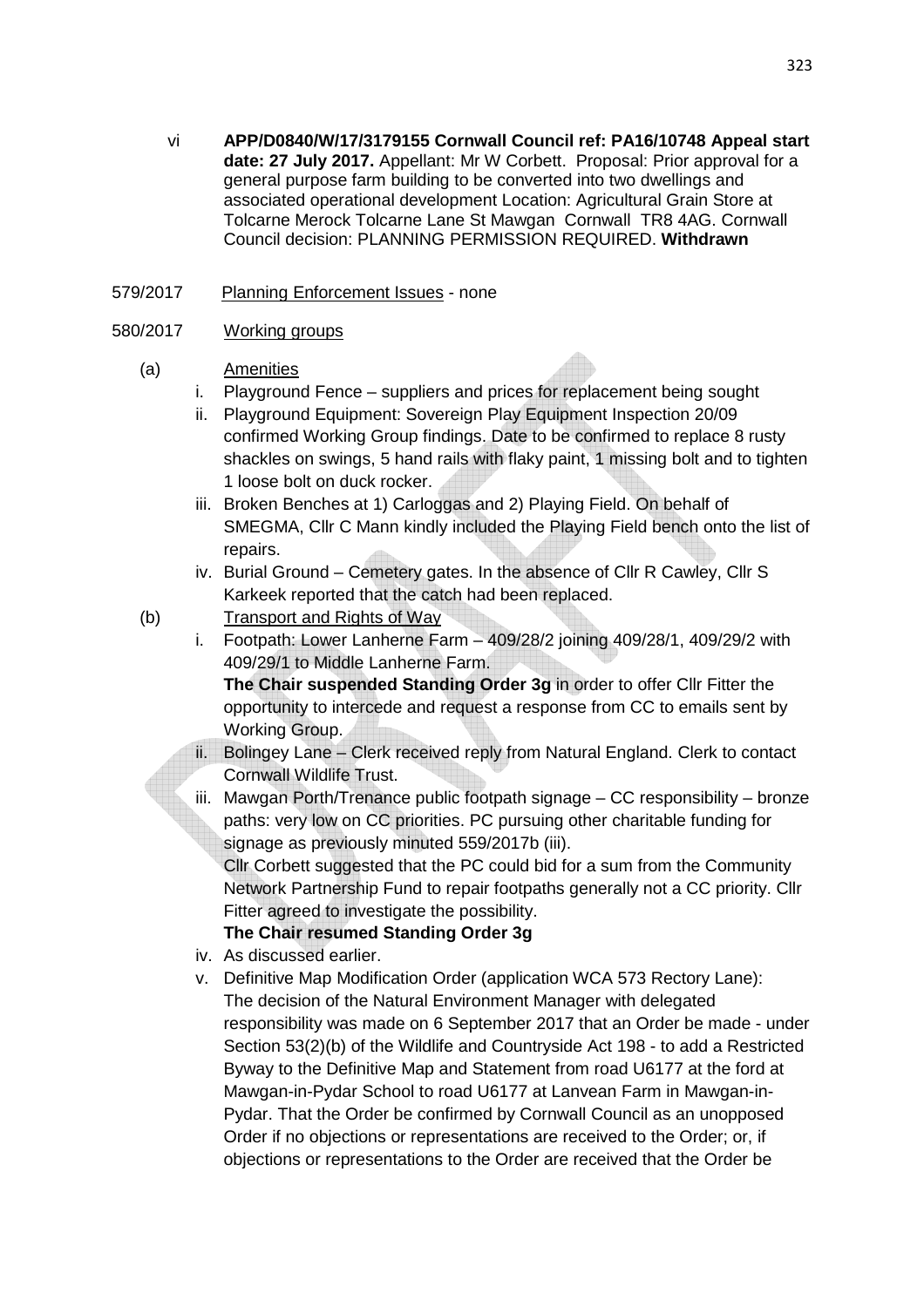vi **APP/D0840/W/17/3179155 Cornwall Council ref: PA16/10748 Appeal start date: 27 July 2017.** Appellant: Mr W Corbett. Proposal: Prior approval for a general purpose farm building to be converted into two dwellings and associated operational development Location: Agricultural Grain Store at Tolcarne Merock Tolcarne Lane St Mawgan Cornwall TR8 4AG. Cornwall Council decision: PLANNING PERMISSION REQUIRED. **Withdrawn**

579/2017 Planning Enforcement Issues - none

580/2017 Working groups

(a) Amenities

i. Playground Fence – suppliers and prices for replacement being sought

ii. Playground Equipment: Sovereign Play Equipment Inspection 20/09 confirmed Working Group findings. Date to be confirmed to replace 8 rusty shackles on swings, 5 hand rails with flaky paint, 1 missing bolt and to tighten 1 loose bolt on duck rocker.

iii. Broken Benches at 1) Carloggas and 2) Playing Field. On behalf of SMEGMA, Cllr C Mann kindly included the Playing Field bench onto the list of repairs.

iv. Burial Ground – Cemetery gates. In the absence of Cllr R Cawley, Cllr S Karkeek reported that the catch had been replaced.

(b) Transport and Rights of Way

i. Footpath: Lower Lanherne Farm – 409/28/2 joining 409/28/1, 409/29/2 with 409/29/1 to Middle Lanherne Farm.
**The Chair suspended Standing Order 3g** in order to offer Cllr Fitter the opportunity to intercede and request a response from CC to emails sent by Working Group.

ii. Bolingey Lane – Clerk received reply from Natural England. Clerk to contact Cornwall Wildlife Trust.

iii. Mawgan Porth/Trenance public footpath signage – CC responsibility – bronze paths: very low on CC priorities. PC pursuing other charitable funding for signage as previously minuted 559/2017b (iii).
Cllr Corbett suggested that the PC could bid for a sum from the Community Network Partnership Fund to repair footpaths generally not a CC priority. Cllr Fitter agreed to investigate the possibility.
**The Chair resumed Standing Order 3g**

iv. As discussed earlier.

v. Definitive Map Modification Order (application WCA 573 Rectory Lane): The decision of the Natural Environment Manager with delegated responsibility was made on 6 September 2017 that an Order be made - under Section 53(2)(b) of the Wildlife and Countryside Act 198 - to add a Restricted Byway to the Definitive Map and Statement from road U6177 at the ford at Mawgan-in-Pydar School to road U6177 at Lanvean Farm in Mawgan-in-Pydar. That the Order be confirmed by Cornwall Council as an unopposed Order if no objections or representations are received to the Order; or, if objections or representations to the Order are received that the Order be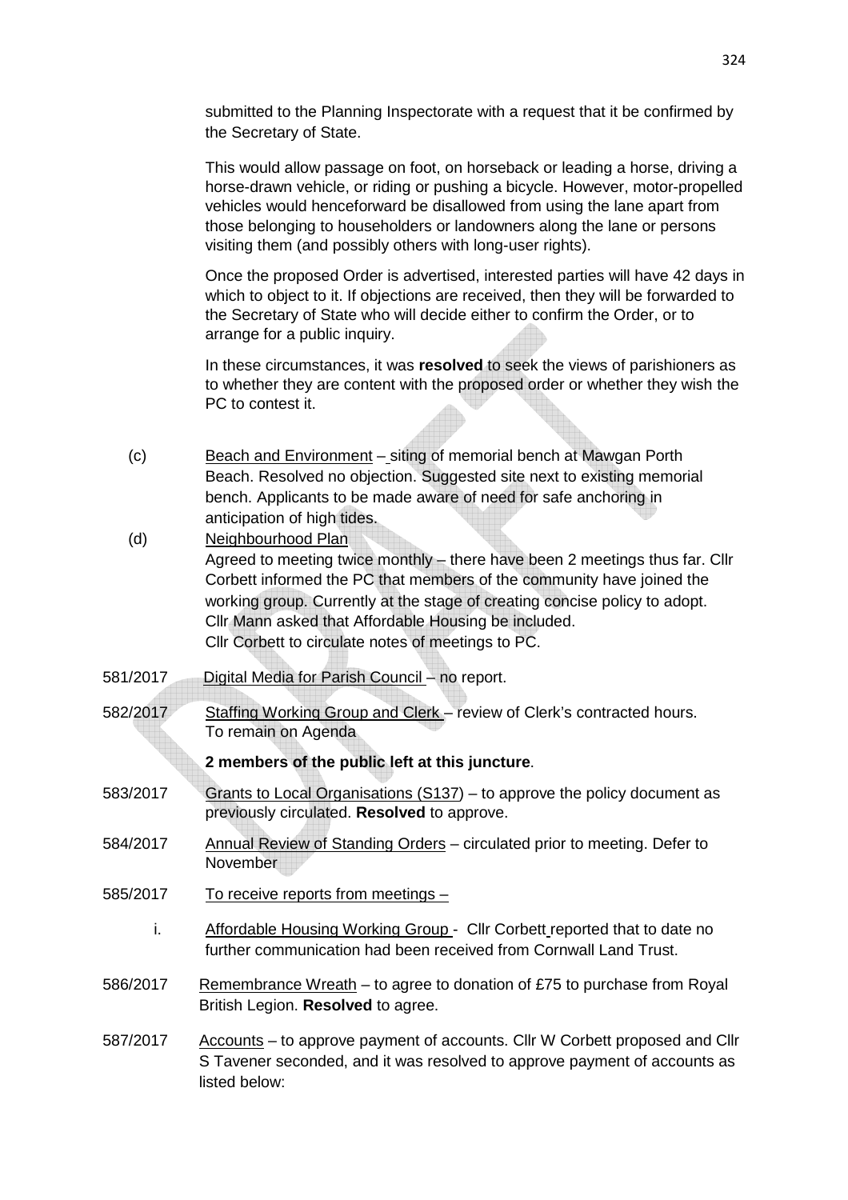submitted to the Planning Inspectorate with a request that it be confirmed by the Secretary of State.

This would allow passage on foot, on horseback or leading a horse, driving a horse-drawn vehicle, or riding or pushing a bicycle. However, motor-propelled vehicles would henceforward be disallowed from using the lane apart from those belonging to householders or landowners along the lane or persons visiting them (and possibly others with long-user rights).

Once the proposed Order is advertised, interested parties will have 42 days in which to object to it. If objections are received, then they will be forwarded to the Secretary of State who will decide either to confirm the Order, or to arrange for a public inquiry.

In these circumstances, it was **resolved** to seek the views of parishioners as to whether they are content with the proposed order or whether they wish the PC to contest it.

(c) Beach and Environment – siting of memorial bench at Mawgan Porth Beach. Resolved no objection. Suggested site next to existing memorial bench. Applicants to be made aware of need for safe anchoring in anticipation of high tides.

(d) Neighbourhood Plan
Agreed to meeting twice monthly – there have been 2 meetings thus far. Cllr Corbett informed the PC that members of the community have joined the working group. Currently at the stage of creating concise policy to adopt. Cllr Mann asked that Affordable Housing be included.
Cllr Corbett to circulate notes of meetings to PC.

581/2017 Digital Media for Parish Council – no report.

582/2017 Staffing Working Group and Clerk – review of Clerk's contracted hours. To remain on Agenda

**2 members of the public left at this juncture**.

583/2017 Grants to Local Organisations (S137) – to approve the policy document as previously circulated. **Resolved** to approve.

584/2017 Annual Review of Standing Orders – circulated prior to meeting. Defer to November

585/2017 To receive reports from meetings –

i. Affordable Housing Working Group - Cllr Corbett reported that to date no further communication had been received from Cornwall Land Trust.

586/2017 Remembrance Wreath – to agree to donation of £75 to purchase from Royal British Legion. **Resolved** to agree.

587/2017 Accounts – to approve payment of accounts. Cllr W Corbett proposed and Cllr S Tavener seconded, and it was resolved to approve payment of accounts as listed below: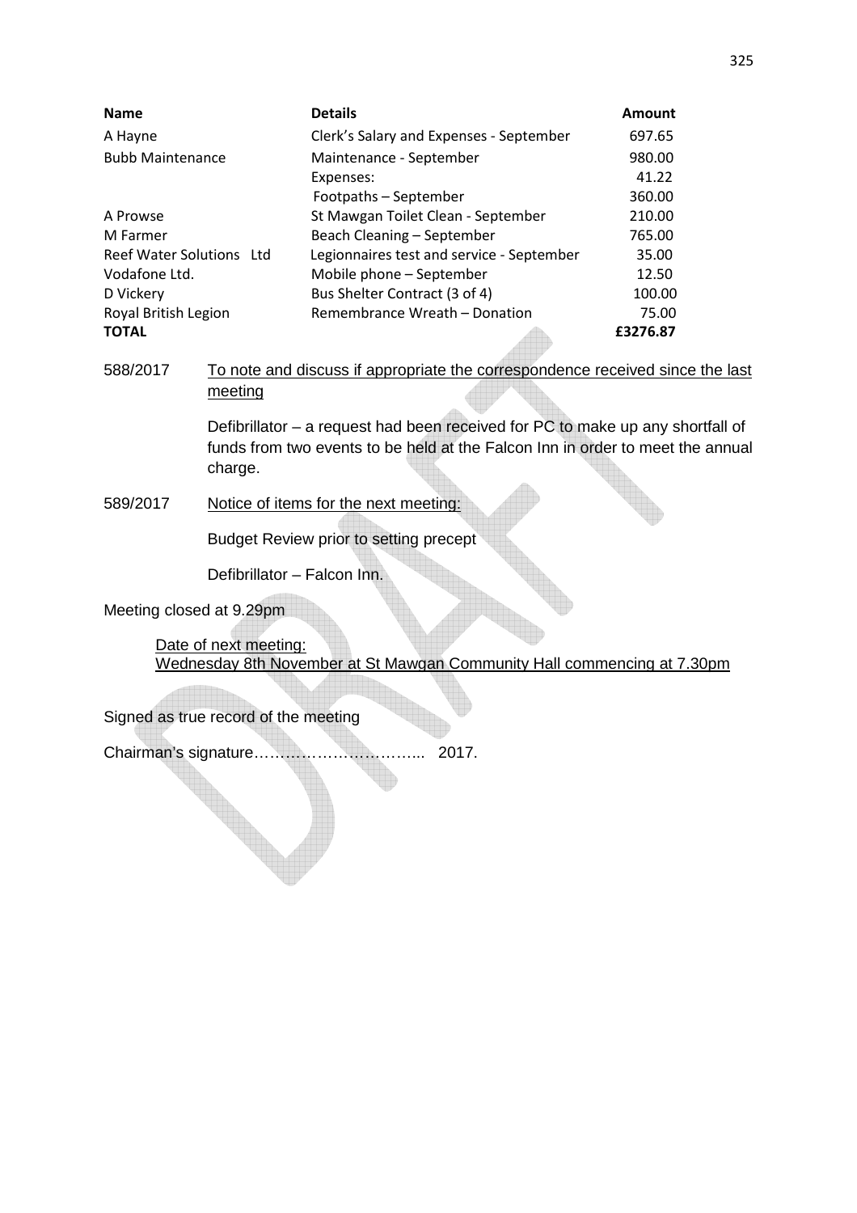| Name | Details | Amount |
|---|---|---|
| A Hayne | Clerk's Salary and Expenses - September | 697.65 |
| Bubb Maintenance | Maintenance - September | 980.00 |
| | Expenses: | 41.22 |
| | Footpaths – September | 360.00 |
| A Prowse | St Mawgan Toilet Clean - September | 210.00 |
| M Farmer | Beach Cleaning – September | 765.00 |
| Reef Water Solutions Ltd | Legionnaires test and service - September | 35.00 |
| Vodafone Ltd. | Mobile phone – September | 12.50 |
| D Vickery | Bus Shelter Contract (3 of 4) | 100.00 |
| Royal British Legion | Remembrance Wreath – Donation | 75.00 |
| **TOTAL** | | **£3276.87** |

588/2017 To note and discuss if appropriate the correspondence received since the last meeting

Defibrillator – a request had been received for PC to make up any shortfall of funds from two events to be held at the Falcon Inn in order to meet the annual charge.

589/2017 Notice of items for the next meeting:

Budget Review prior to setting precept

Defibrillator – Falcon Inn.

Meeting closed at 9.29pm

Date of next meeting:
Wednesday 8th November at St Mawgan Community Hall commencing at 7.30pm

Signed as true record of the meeting

Chairman's signature…………………………….. 2017.